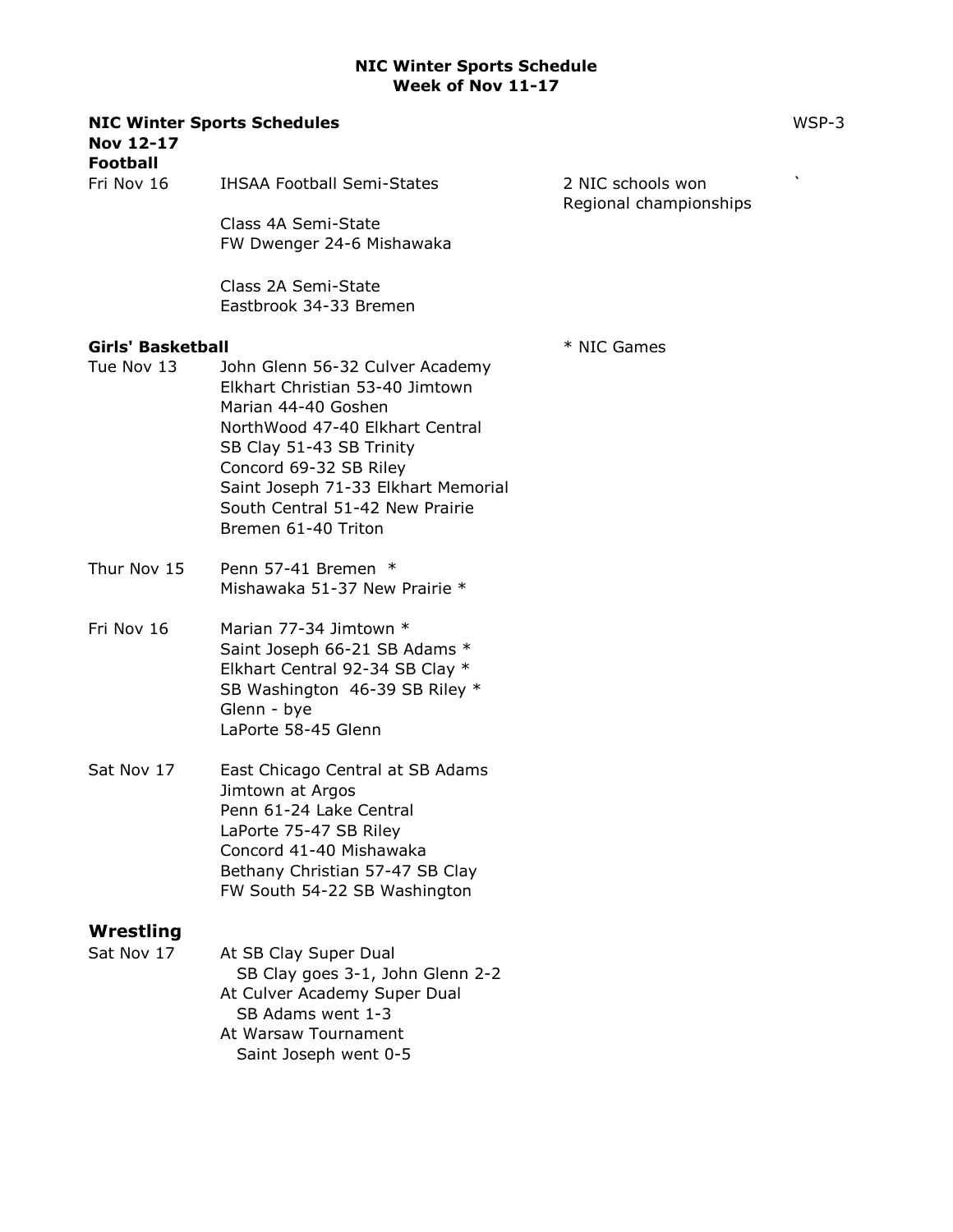# NIC Winter Sports Schedule
## Week of Nov 11-17

**NIC Winter Sports Schedules** WSP-3

**Nov 12-17**

**Football**

Fri Nov 16 — IHSAA Football Semi-States — 2 NIC schools won Regional championships

Class 4A Semi-State
FW Dwenger 24-6 Mishawaka

Class 2A Semi-State
Eastbrook 34-33 Bremen

**Girls' Basketball** — * NIC Games

Tue Nov 13
John Glenn 56-32 Culver Academy
Elkhart Christian 53-40 Jimtown
Marian 44-40 Goshen
NorthWood 47-40 Elkhart Central
SB Clay 51-43 SB Trinity
Concord 69-32 SB Riley
Saint Joseph 71-33 Elkhart Memorial
South Central 51-42 New Prairie
Bremen 61-40 Triton

Thur Nov 15
Penn 57-41 Bremen *
Mishawaka 51-37 New Prairie *

Fri Nov 16
Marian 77-34 Jimtown *
Saint Joseph 66-21 SB Adams *
Elkhart Central 92-34 SB Clay *
SB Washington 46-39 SB Riley *
Glenn - bye
LaPorte 58-45 Glenn

Sat Nov 17
East Chicago Central at SB Adams
Jimtown at Argos
Penn 61-24 Lake Central
LaPorte 75-47 SB Riley
Concord 41-40 Mishawaka
Bethany Christian 57-47 SB Clay
FW South 54-22 SB Washington

## Wrestling

Sat Nov 17
At SB Clay Super Dual
  SB Clay goes 3-1, John Glenn 2-2
At Culver Academy Super Dual
  SB Adams went 1-3
At Warsaw Tournament
  Saint Joseph went 0-5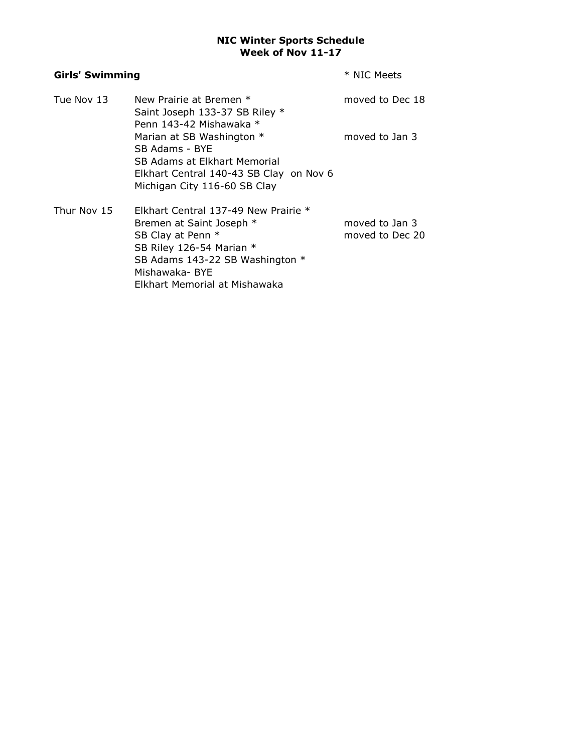**NIC Winter Sports Schedule**
**Week of Nov 11-17**

| **Girls' Swimming** | | * NIC Meets |
|---|---|---|
| Tue Nov 13 | New Prairie at Bremen * | moved to Dec 18 |
| | Saint Joseph 133-37 SB Riley * | |
| | Penn 143-42 Mishawaka * | |
| | Marian at SB Washington * | moved to Jan 3 |
| | SB Adams - BYE | |
| | SB Adams at Elkhart Memorial | |
| | Elkhart Central 140-43 SB Clay on Nov 6 | |
| | Michigan City 116-60 SB Clay | |
| Thur Nov 15 | Elkhart Central 137-49 New Prairie * | |
| | Bremen at Saint Joseph * | moved to Jan 3 |
| | SB Clay at Penn * | moved to Dec 20 |
| | SB Riley 126-54 Marian * | |
| | SB Adams 143-22 SB Washington * | |
| | Mishawaka- BYE | |
| | Elkhart Memorial at Mishawaka | |